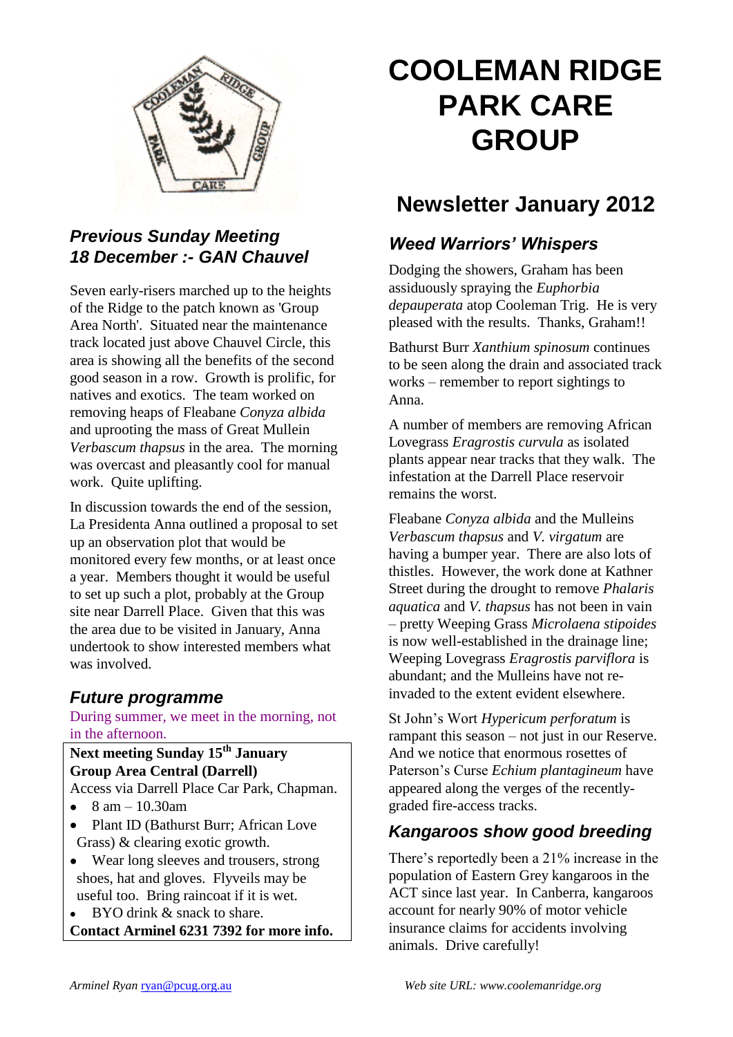# COOLEMAN RIDGE PARK CARE GROUP

## Newsletter January 2012

### *Previous Sunday Meeting 18 December :- GAN Chauvel*

Seven early-risers marched up to the heights of the Ridge to the patch known as 'Group Area North'. Situated near the maintenance track located just above Chauvel Circle, this area is showing all the benefits of the second good season in a row. Growth is prolific, for natives and exotics. The team worked on removing heaps of Fleabane *Conyza albida* and uprooting the mass of Great Mullein *Verbascum thapsus* in the area. The morning was overcast and pleasantly cool for manual work. Quite uplifting.

In discussion towards the end of the session, La Presidenta Anna outlined a proposal to set up an observation plot that would be monitored every few months, or at least once a year. Members thought it would be useful to set up such a plot, probably at the Group site near Darrell Place. Given that this was the area due to be visited in January, Anna undertook to show interested members what was involved.

### *Future programme*

During summer, we meet in the morning, not in the afternoon.

**Next meeting Sunday 15th January**
**Group Area Central (Darrell)**
Access via Darrell Place Car Park, Chapman.

- 8 am – 10.30am
- Plant ID (Bathurst Burr; African Love Grass) & clearing exotic growth.
- Wear long sleeves and trousers, strong shoes, hat and gloves. Flyveils may be useful too. Bring raincoat if it is wet.
- BYO drink & snack to share.

**Contact Arminel 6231 7392 for more info.**

### *Weed Warriors' Whispers*

Dodging the showers, Graham has been assiduously spraying the *Euphorbia depauperata* atop Cooleman Trig. He is very pleased with the results. Thanks, Graham!!

Bathurst Burr *Xanthium spinosum* continues to be seen along the drain and associated track works – remember to report sightings to Anna.

A number of members are removing African Lovegrass *Eragrostis curvula* as isolated plants appear near tracks that they walk. The infestation at the Darrell Place reservoir remains the worst.

Fleabane *Conyza albida* and the Mulleins *Verbascum thapsus* and *V. virgatum* are having a bumper year. There are also lots of thistles. However, the work done at Kathner Street during the drought to remove *Phalaris aquatica* and *V. thapsus* has not been in vain – pretty Weeping Grass *Microlaena stipoides* is now well-established in the drainage line; Weeping Lovegrass *Eragrostis parviflora* is abundant; and the Mulleins have not re-invaded to the extent evident elsewhere.

St John's Wort *Hypericum perforatum* is rampant this season – not just in our Reserve. And we notice that enormous rosettes of Paterson's Curse *Echium plantagineum* have appeared along the verges of the recently-graded fire-access tracks.

### *Kangaroos show good breeding*

There's reportedly been a 21% increase in the population of Eastern Grey kangaroos in the ACT since last year. In Canberra, kangaroos account for nearly 90% of motor vehicle insurance claims for accidents involving animals. Drive carefully!

*Arminel Ryan* ryan@pcug.org.au

*Web site URL: www.coolemanridge.org*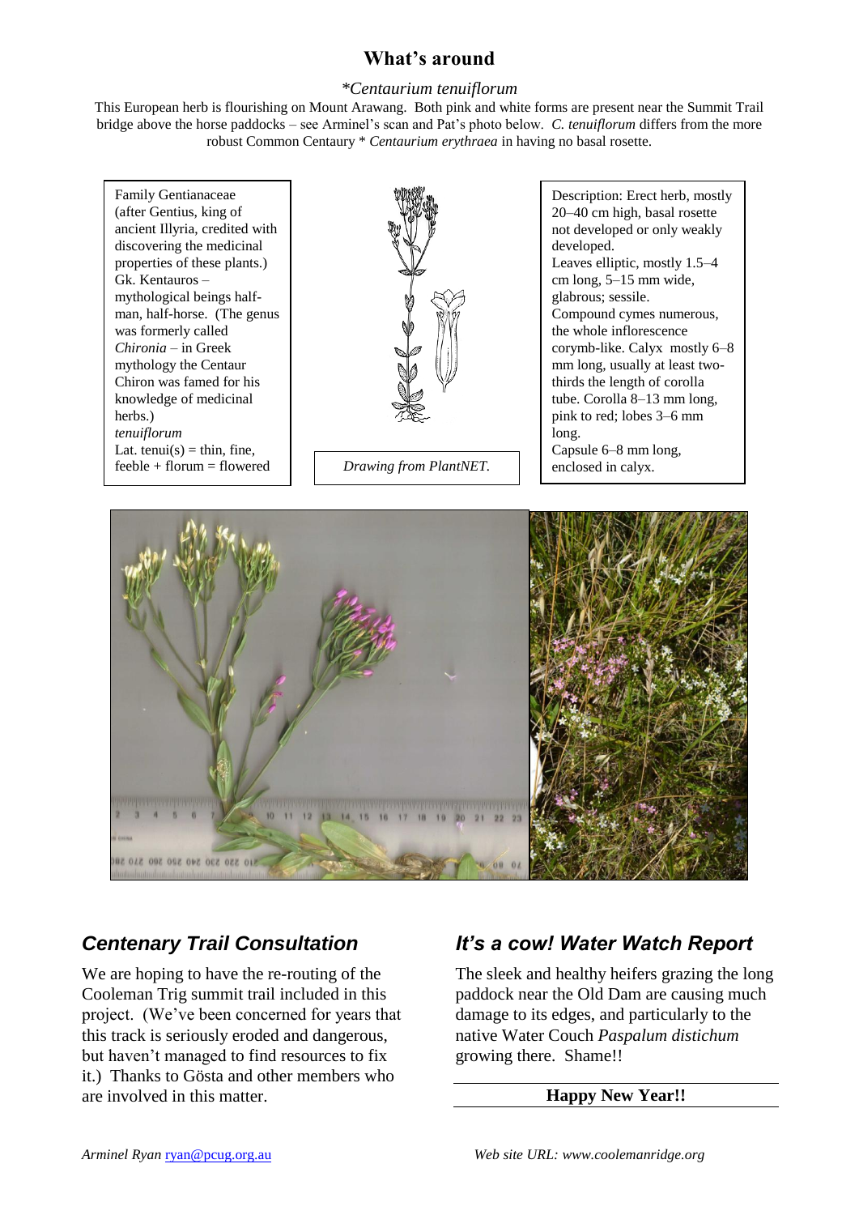## What's around

*\*Centaurium tenuiflorum*

This European herb is flourishing on Mount Arawang. Both pink and white forms are present near the Summit Trail bridge above the horse paddocks – see Arminel's scan and Pat's photo below. *C. tenuiflorum* differs from the more robust Common Centaury \* *Centaurium erythraea* in having no basal rosette.

Family Gentianaceae (after Gentius, king of ancient Illyria, credited with discovering the medicinal properties of these plants.)
Gk. Kentauros – mythological beings half-man, half-horse. (The genus was formerly called *Chironia* – in Greek mythology the Centaur Chiron was famed for his knowledge of medicinal herbs.)
*tenuiflorum*
Lat. tenui(s) = thin, fine, feeble + florum = flowered

*Drawing from PlantNET.*

Description: Erect herb, mostly 20–40 cm high, basal rosette not developed or only weakly developed.
Leaves elliptic, mostly 1.5–4 cm long, 5–15 mm wide, glabrous; sessile.
Compound cymes numerous, the whole inflorescence corymb-like. Calyx mostly 6–8 mm long, usually at least two-thirds the length of corolla tube. Corolla 8–13 mm long, pink to red; lobes 3–6 mm long.
Capsule 6–8 mm long, enclosed in calyx.

## *Centenary Trail Consultation*

We are hoping to have the re-routing of the Cooleman Trig summit trail included in this project. (We've been concerned for years that this track is seriously eroded and dangerous, but haven't managed to find resources to fix it.) Thanks to Gösta and other members who are involved in this matter.

## *It's a cow! Water Watch Report*

The sleek and healthy heifers grazing the long paddock near the Old Dam are causing much damage to its edges, and particularly to the native Water Couch *Paspalum distichum* growing there. Shame!!

**Happy New Year!!**

*Arminel Ryan* ryan@pcug.org.au

*Web site URL: www.coolemanridge.org*